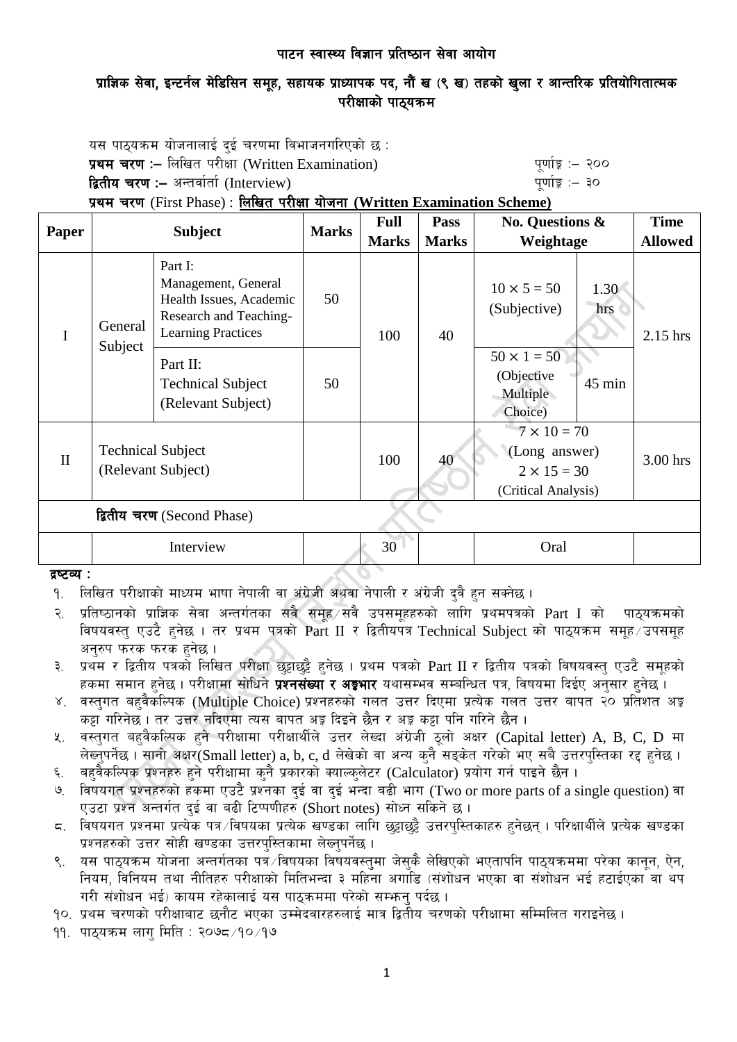# पाटन स्वास्थ्य विज्ञान प्रतिष्ठान सेवा आयोग

## प्राज्ञिक सेवा, इन्टर्नल मेडिसिन समूह, सहायक प्राध्यापक पद, नौं ख (९ ख) तहको खुला र आन्तरिक प्रतियोगितात्मक परीक्षाको पाठ्यक्रम

यस पाठ्यक्रम योजनालाई दुई चरणमा विभाजनगरिएको छ :

**प्रथम चरण :–** लिखित परीक्षा (Written Examination) पूर्णाङ्क :– २००

**द्वितीय चरण :–** अन्तर्वार्ता (Interview) पूर्णाङ्क :– ३०

**प्रथम चरण** (First Phase) : **लिखित परीक्षा योजना (Written Examination Scheme)**

| Paper | Subject | | Marks | Full Marks | Pass Marks | No. Questions & Weightage | | Time Allowed |
|---|---|---|---|---|---|---|---|---|
| I | General Subject | Part I: Management, General Health Issues, Academic Research and Teaching-Learning Practices | 50 | 100 | 40 | 10 × 5 = 50 (Subjective) | 1.30 hrs | 2.15 hrs |
| | | Part II: Technical Subject (Relevant Subject) | 50 | | | 50 × 1 = 50 (Objective Multiple Choice) | 45 min | |
| II | Technical Subject (Relevant Subject) | | | 100 | 40 | 7 × 10 = 70 (Long answer) 2 × 15 = 30 (Critical Analysis) | | 3.00 hrs |
| **द्वितीय चरण** (Second Phase) | | | | | | | | |
| | Interview | | | 30 | | Oral | | |

**द्रष्टव्य :**

१. लिखित परीक्षाको माध्यम भाषा नेपाली वा अंग्रेजी अथवा नेपाली र अंग्रेजी दुवै हुन सक्नेछ ।

२. प्रतिष्ठानको प्राज्ञिक सेवा अन्तर्गतका सबै समूह/सबै उपसमूहहरुको लागि प्रथमपत्रको Part I को पाठ्यक्रमको विषयवस्तु एउटै हुनेछ । तर प्रथम पत्रको Part II र द्वितीयपत्र Technical Subject को पाठ्यक्रम समूह/उपसमूह अनुरुप फरक फरक हुनेछ ।

३. प्रथम र द्वितीय पत्रको लिखित परीक्षा छुट्टाछुट्टै हुनेछ । प्रथम पत्रको Part II र द्वितीय पत्रको विषयवस्तु एउटै समूहको हकमा समान हुनेछ । परीक्षामा सोधिने **प्रश्नसंख्या र अङ्कभार** यथासम्भव सम्बन्धित पत्र, विषयमा दिईए अनुसार हुनेछ ।

४. वस्तुगत बहुवैकल्पिक (Multiple Choice) प्रश्नहरुको गलत उत्तर दिएमा प्रत्येक गलत उत्तर बापत २० प्रतिशत अङ्क कट्टा गरिनेछ । तर उत्तर नदिएमा त्यस बापत अङ्क दिइने छैन र अङ्क कट्टा पनि गरिने छैन ।

५. वस्तुगत बहुवैकल्पिक हुने परीक्षामा परीक्षार्थीले उत्तर लेख्दा अंग्रेजी ठूलो अक्षर (Capital letter) A, B, C, D मा लेख्नुपर्नेछ । सानो अक्षर(Small letter) a, b, c, d लेखेको वा अन्य कुनै सङ्केत गरेको भए सबै उत्तरपुस्तिका रद्द हुनेछ ।

६. बहुवैकल्पिक प्रश्नहरु हुने परीक्षामा कुनै प्रकारको क्याल्कुलेटर (Calculator) प्रयोग गर्न पाइने छैन ।

७. विषयगत प्रश्नहरुको हकमा एउटै प्रश्नका दुई वा दुई भन्दा बढी भाग (Two or more parts of a single question) वा एउटा प्रश्न अन्तर्गत दुई वा बढी टिप्पणीहरु (Short notes) सोध्न सकिने छ ।

८. विषयगत प्रश्नमा प्रत्येक पत्र/विषयका प्रत्येक खण्डका लागि छुट्टाछुट्टै उत्तरपुस्तिकाहरु हुनेछन् । परिक्षार्थीले प्रत्येक खण्डका प्रश्नहरुको उत्तर सोही खण्डका उत्तरपुस्तिकामा लेख्नुपर्नेछ ।

९. यस पाठ्यक्रम योजना अन्तर्गतका पत्र/विषयका विषयवस्तुमा जेसुकै लेखिएको भएतापनि पाठ्यक्रममा परेका कानून, ऐन, नियम, विनियम तथा नीतिहरु परीक्षाको मितिभन्दा ३ महिना अगाडि (संशोधन भएका वा संशोधन भई हटाईएका वा थप गरी संशोधन भई) कायम रहेकालाई यस पाठक्रममा परेको सम्झनु पर्दछ ।

१०. प्रथम चरणको परीक्षाबाट छनौट भएका उम्मेदवारहरुलाई मात्र द्वितीय चरणको परीक्षामा सम्मिलित गराइनेछ ।

११. पाठ्यक्रम लागु मिति : २०७८/१०/१७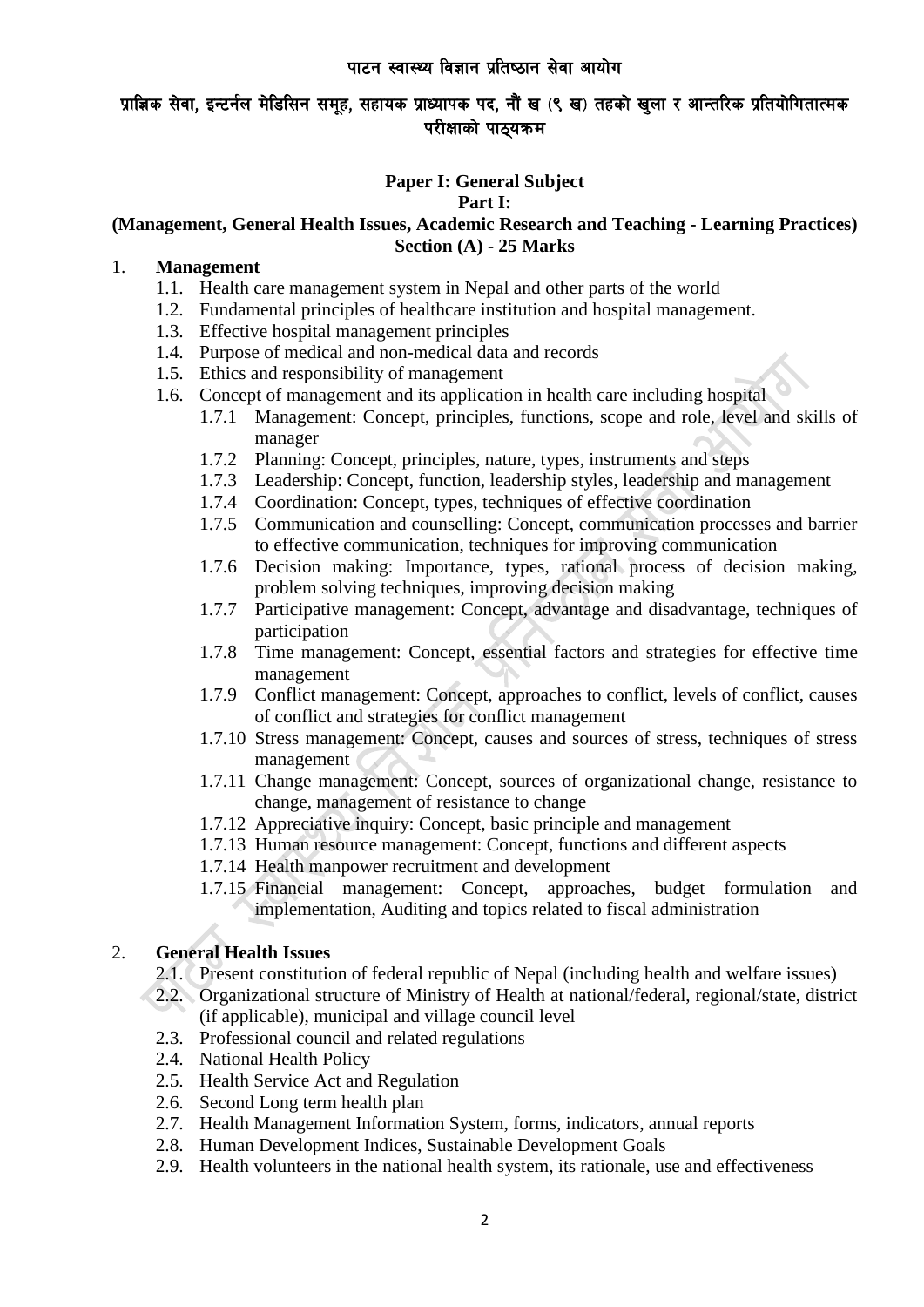पाटन स्वास्थ्य विज्ञान प्रतिष्ठान सेवा आयोग

प्राज्ञिक सेवा, इन्टर्नल मेडिसिन समूह, सहायक प्राध्यापक पद, नौं ख (९ ख) तहको खुला र आन्तरिक प्रतियोगितात्मक परीक्षाको पाठ्यक्रम

## Paper I: General Subject

### Part I:

### (Management, General Health Issues, Academic Research and Teaching - Learning Practices)

### Section (A) - 25 Marks

1. **Management**
   - 1.1. Health care management system in Nepal and other parts of the world
   - 1.2. Fundamental principles of healthcare institution and hospital management.
   - 1.3. Effective hospital management principles
   - 1.4. Purpose of medical and non-medical data and records
   - 1.5. Ethics and responsibility of management
   - 1.6. Concept of management and its application in health care including hospital
     - 1.7.1 Management: Concept, principles, functions, scope and role, level and skills of manager
     - 1.7.2 Planning: Concept, principles, nature, types, instruments and steps
     - 1.7.3 Leadership: Concept, function, leadership styles, leadership and management
     - 1.7.4 Coordination: Concept, types, techniques of effective coordination
     - 1.7.5 Communication and counselling: Concept, communication processes and barrier to effective communication, techniques for improving communication
     - 1.7.6 Decision making: Importance, types, rational process of decision making, problem solving techniques, improving decision making
     - 1.7.7 Participative management: Concept, advantage and disadvantage, techniques of participation
     - 1.7.8 Time management: Concept, essential factors and strategies for effective time management
     - 1.7.9 Conflict management: Concept, approaches to conflict, levels of conflict, causes of conflict and strategies for conflict management
     - 1.7.10 Stress management: Concept, causes and sources of stress, techniques of stress management
     - 1.7.11 Change management: Concept, sources of organizational change, resistance to change, management of resistance to change
     - 1.7.12 Appreciative inquiry: Concept, basic principle and management
     - 1.7.13 Human resource management: Concept, functions and different aspects
     - 1.7.14 Health manpower recruitment and development
     - 1.7.15 Financial management: Concept, approaches, budget formulation and implementation, Auditing and topics related to fiscal administration

2. **General Health Issues**
   - 2.1. Present constitution of federal republic of Nepal (including health and welfare issues)
   - 2.2. Organizational structure of Ministry of Health at national/federal, regional/state, district (if applicable), municipal and village council level
   - 2.3. Professional council and related regulations
   - 2.4. National Health Policy
   - 2.5. Health Service Act and Regulation
   - 2.6. Second Long term health plan
   - 2.7. Health Management Information System, forms, indicators, annual reports
   - 2.8. Human Development Indices, Sustainable Development Goals
   - 2.9. Health volunteers in the national health system, its rationale, use and effectiveness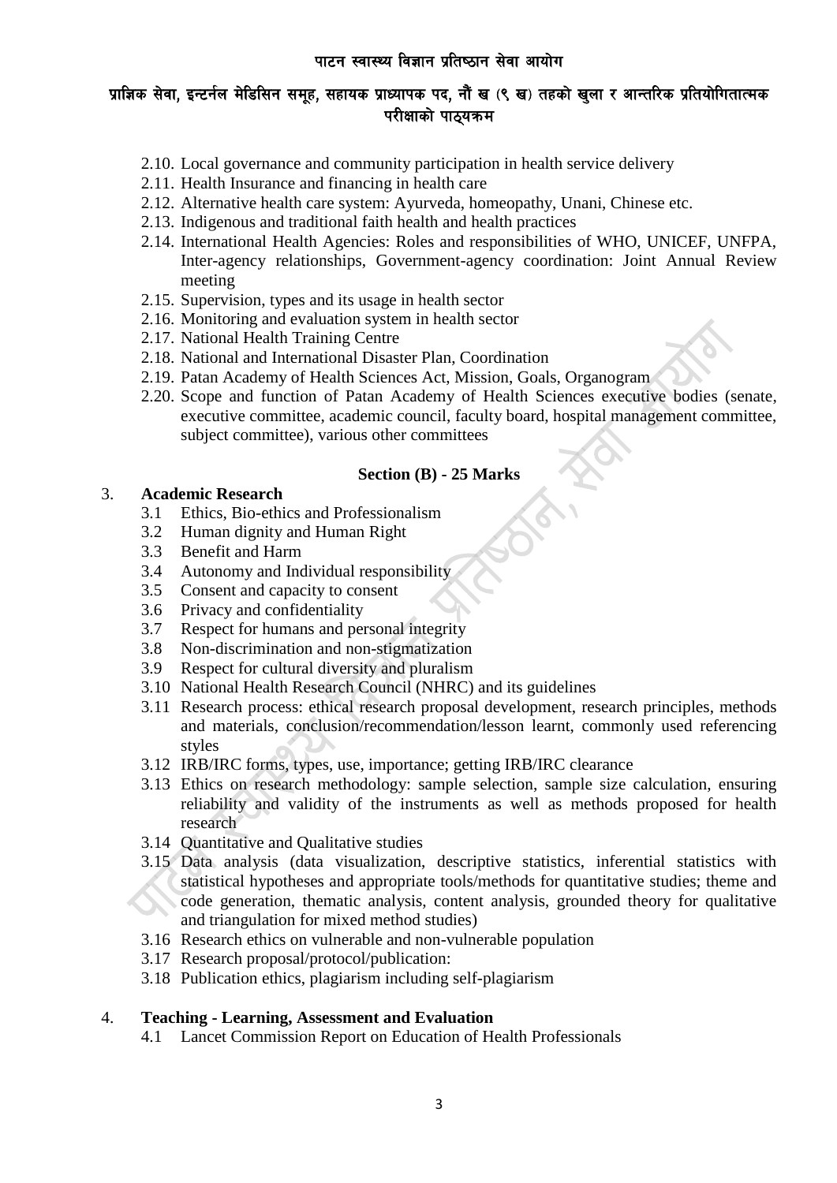- 2.10. Local governance and community participation in health service delivery
- 2.11. Health Insurance and financing in health care
- 2.12. Alternative health care system: Ayurveda, homeopathy, Unani, Chinese etc.
- 2.13. Indigenous and traditional faith health and health practices
- 2.14. International Health Agencies: Roles and responsibilities of WHO, UNICEF, UNFPA, Inter-agency relationships, Government-agency coordination: Joint Annual Review meeting
- 2.15. Supervision, types and its usage in health sector
- 2.16. Monitoring and evaluation system in health sector
- 2.17. National Health Training Centre
- 2.18. National and International Disaster Plan, Coordination
- 2.19. Patan Academy of Health Sciences Act, Mission, Goals, Organogram
- 2.20. Scope and function of Patan Academy of Health Sciences executive bodies (senate, executive committee, academic council, faculty board, hospital management committee, subject committee), various other committees

**Section (B) - 25 Marks**

3. **Academic Research**
    - 3.1 Ethics, Bio-ethics and Professionalism
    - 3.2 Human dignity and Human Right
    - 3.3 Benefit and Harm
    - 3.4 Autonomy and Individual responsibility
    - 3.5 Consent and capacity to consent
    - 3.6 Privacy and confidentiality
    - 3.7 Respect for humans and personal integrity
    - 3.8 Non-discrimination and non-stigmatization
    - 3.9 Respect for cultural diversity and pluralism
    - 3.10 National Health Research Council (NHRC) and its guidelines
    - 3.11 Research process: ethical research proposal development, research principles, methods and materials, conclusion/recommendation/lesson learnt, commonly used referencing styles
    - 3.12 IRB/IRC forms, types, use, importance; getting IRB/IRC clearance
    - 3.13 Ethics on research methodology: sample selection, sample size calculation, ensuring reliability and validity of the instruments as well as methods proposed for health research
    - 3.14 Quantitative and Qualitative studies
    - 3.15 Data analysis (data visualization, descriptive statistics, inferential statistics with statistical hypotheses and appropriate tools/methods for quantitative studies; theme and code generation, thematic analysis, content analysis, grounded theory for qualitative and triangulation for mixed method studies)
    - 3.16 Research ethics on vulnerable and non-vulnerable population
    - 3.17 Research proposal/protocol/publication:
    - 3.18 Publication ethics, plagiarism including self-plagiarism

4. **Teaching - Learning, Assessment and Evaluation**
    - 4.1 Lancet Commission Report on Education of Health Professionals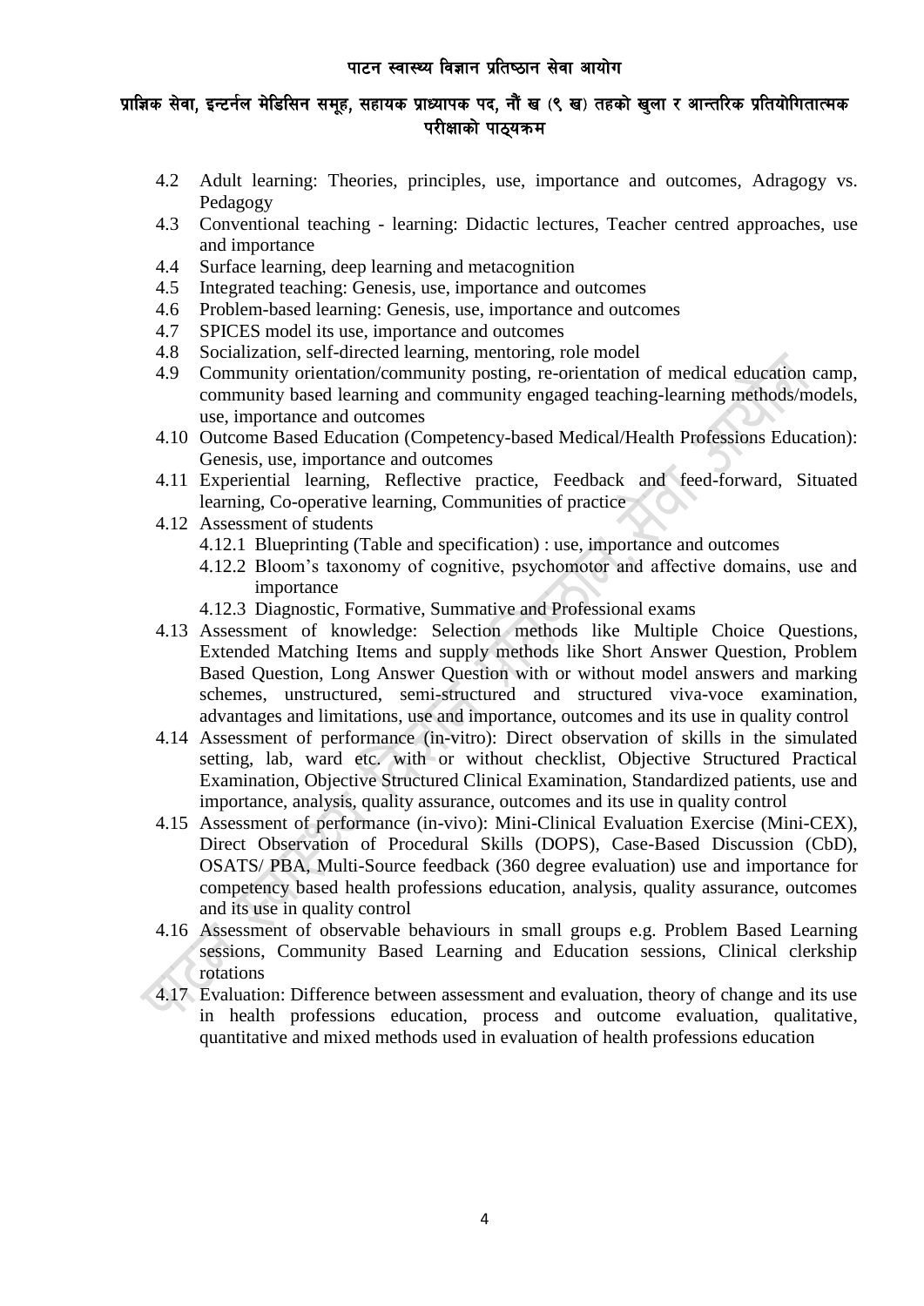- 4.2 Adult learning: Theories, principles, use, importance and outcomes, Adragogy vs. Pedagogy
- 4.3 Conventional teaching - learning: Didactic lectures, Teacher centred approaches, use and importance
- 4.4 Surface learning, deep learning and metacognition
- 4.5 Integrated teaching: Genesis, use, importance and outcomes
- 4.6 Problem-based learning: Genesis, use, importance and outcomes
- 4.7 SPICES model its use, importance and outcomes
- 4.8 Socialization, self-directed learning, mentoring, role model
- 4.9 Community orientation/community posting, re-orientation of medical education camp, community based learning and community engaged teaching-learning methods/models, use, importance and outcomes
- 4.10 Outcome Based Education (Competency-based Medical/Health Professions Education): Genesis, use, importance and outcomes
- 4.11 Experiential learning, Reflective practice, Feedback and feed-forward, Situated learning, Co-operative learning, Communities of practice
- 4.12 Assessment of students
  - 4.12.1 Blueprinting (Table and specification) : use, importance and outcomes
  - 4.12.2 Bloom's taxonomy of cognitive, psychomotor and affective domains, use and importance
  - 4.12.3 Diagnostic, Formative, Summative and Professional exams
- 4.13 Assessment of knowledge: Selection methods like Multiple Choice Questions, Extended Matching Items and supply methods like Short Answer Question, Problem Based Question, Long Answer Question with or without model answers and marking schemes, unstructured, semi-structured and structured viva-voce examination, advantages and limitations, use and importance, outcomes and its use in quality control
- 4.14 Assessment of performance (in-vitro): Direct observation of skills in the simulated setting, lab, ward etc. with or without checklist, Objective Structured Practical Examination, Objective Structured Clinical Examination, Standardized patients, use and importance, analysis, quality assurance, outcomes and its use in quality control
- 4.15 Assessment of performance (in-vivo): Mini-Clinical Evaluation Exercise (Mini-CEX), Direct Observation of Procedural Skills (DOPS), Case-Based Discussion (CbD), OSATS/ PBA, Multi-Source feedback (360 degree evaluation) use and importance for competency based health professions education, analysis, quality assurance, outcomes and its use in quality control
- 4.16 Assessment of observable behaviours in small groups e.g. Problem Based Learning sessions, Community Based Learning and Education sessions, Clinical clerkship rotations
- 4.17 Evaluation: Difference between assessment and evaluation, theory of change and its use in health professions education, process and outcome evaluation, qualitative, quantitative and mixed methods used in evaluation of health professions education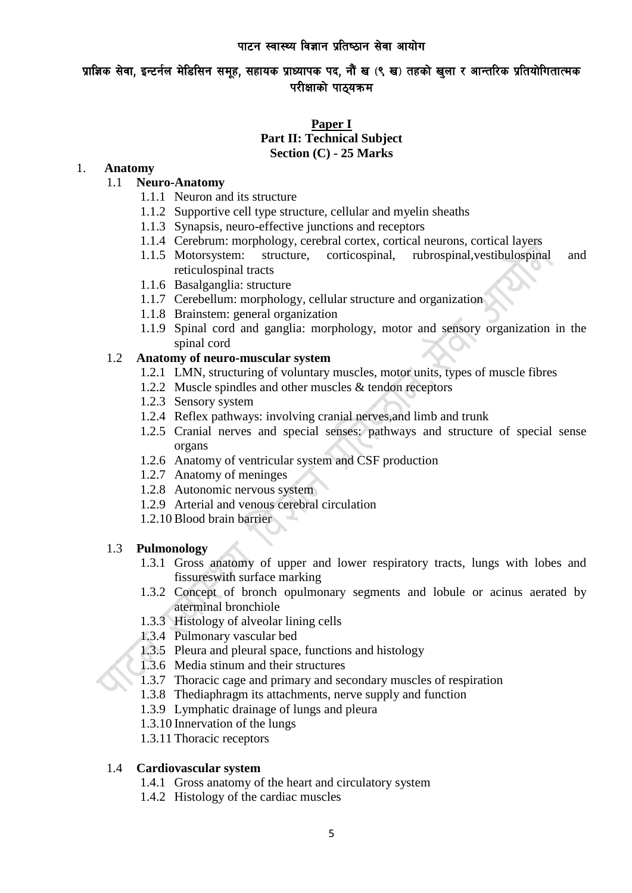पाटन स्वास्थ्य विज्ञान प्रतिष्ठान सेवा आयोग

प्राज्ञिक सेवा, इन्टर्नल मेडिसिन समूह, सहायक प्राध्यापक पद, नौं ख (९ ख) तहको खुला र आन्तरिक प्रतियोगितात्मक परीक्षाको पाठ्यक्रम

**Paper I**
**Part II: Technical Subject**
**Section (C) - 25 Marks**

1. **Anatomy**

1.1 **Neuro-Anatomy**

- 1.1.1 Neuron and its structure
- 1.1.2 Supportive cell type structure, cellular and myelin sheaths
- 1.1.3 Synapsis, neuro-effective junctions and receptors
- 1.1.4 Cerebrum: morphology, cerebral cortex, cortical neurons, cortical layers
- 1.1.5 Motorsystem: structure, corticospinal, rubrospinal,vestibulospinal and reticulospinal tracts
- 1.1.6 Basalganglia: structure
- 1.1.7 Cerebellum: morphology, cellular structure and organization
- 1.1.8 Brainstem: general organization
- 1.1.9 Spinal cord and ganglia: morphology, motor and sensory organization in the spinal cord

1.2 **Anatomy of neuro-muscular system**

- 1.2.1 LMN, structuring of voluntary muscles, motor units, types of muscle fibres
- 1.2.2 Muscle spindles and other muscles & tendon receptors
- 1.2.3 Sensory system
- 1.2.4 Reflex pathways: involving cranial nerves,and limb and trunk
- 1.2.5 Cranial nerves and special senses: pathways and structure of special sense organs
- 1.2.6 Anatomy of ventricular system and CSF production
- 1.2.7 Anatomy of meninges
- 1.2.8 Autonomic nervous system
- 1.2.9 Arterial and venous cerebral circulation
- 1.2.10 Blood brain barrier

1.3 **Pulmonology**

- 1.3.1 Gross anatomy of upper and lower respiratory tracts, lungs with lobes and fissureswith surface marking
- 1.3.2 Concept of bronch opulmonary segments and lobule or acinus aerated by aterminal bronchiole
- 1.3.3 Histology of alveolar lining cells
- 1.3.4 Pulmonary vascular bed
- 1.3.5 Pleura and pleural space, functions and histology
- 1.3.6 Media stinum and their structures
- 1.3.7 Thoracic cage and primary and secondary muscles of respiration
- 1.3.8 Thediaphragm its attachments, nerve supply and function
- 1.3.9 Lymphatic drainage of lungs and pleura
- 1.3.10 Innervation of the lungs
- 1.3.11 Thoracic receptors

1.4 **Cardiovascular system**

- 1.4.1 Gross anatomy of the heart and circulatory system
- 1.4.2 Histology of the cardiac muscles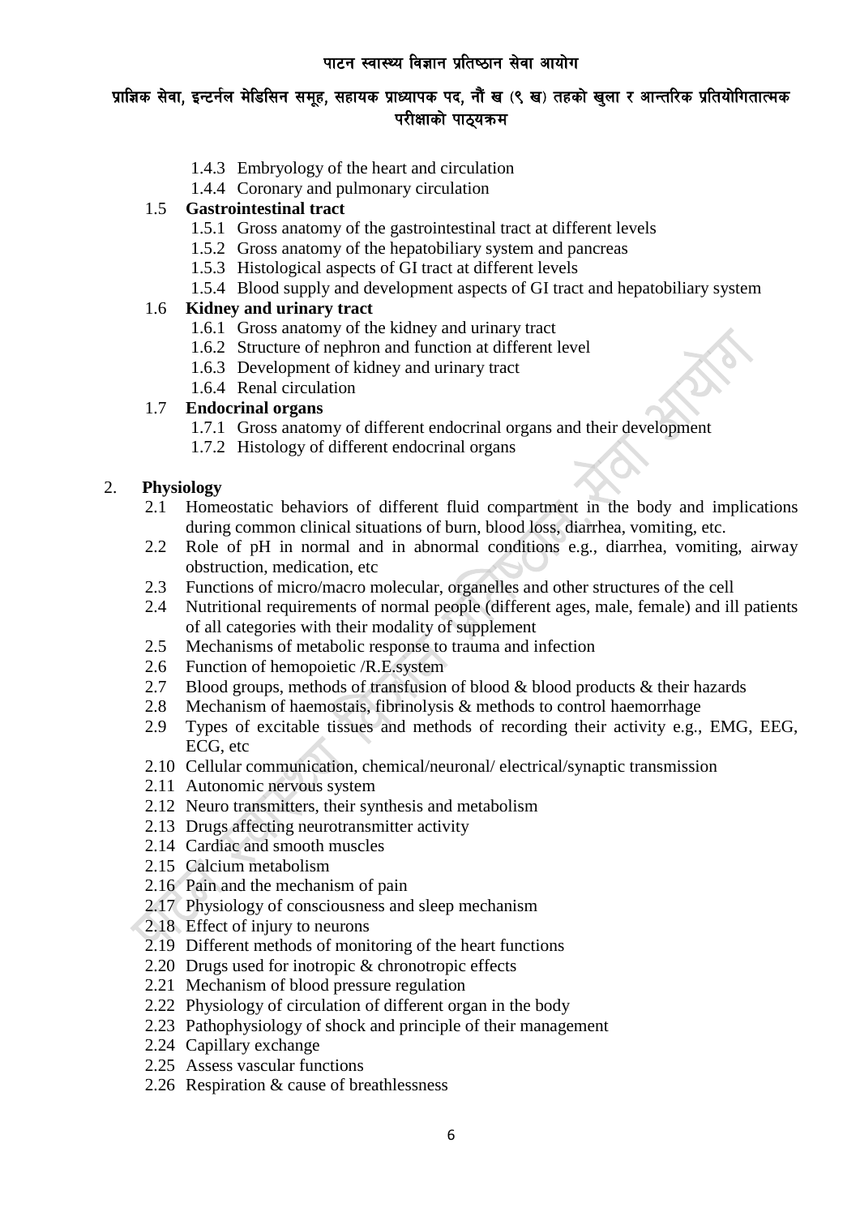- 1.4.3 Embryology of the heart and circulation
- 1.4.4 Coronary and pulmonary circulation

1.5 **Gastrointestinal tract**

- 1.5.1 Gross anatomy of the gastrointestinal tract at different levels
- 1.5.2 Gross anatomy of the hepatobiliary system and pancreas
- 1.5.3 Histological aspects of GI tract at different levels
- 1.5.4 Blood supply and development aspects of GI tract and hepatobiliary system

1.6 **Kidney and urinary tract**

- 1.6.1 Gross anatomy of the kidney and urinary tract
- 1.6.2 Structure of nephron and function at different level
- 1.6.3 Development of kidney and urinary tract
- 1.6.4 Renal circulation

1.7 **Endocrinal organs**

- 1.7.1 Gross anatomy of different endocrinal organs and their development
- 1.7.2 Histology of different endocrinal organs

2. **Physiology**

- 2.1 Homeostatic behaviors of different fluid compartment in the body and implications during common clinical situations of burn, blood loss, diarrhea, vomiting, etc.
- 2.2 Role of pH in normal and in abnormal conditions e.g., diarrhea, vomiting, airway obstruction, medication, etc
- 2.3 Functions of micro/macro molecular, organelles and other structures of the cell
- 2.4 Nutritional requirements of normal people (different ages, male, female) and ill patients of all categories with their modality of supplement
- 2.5 Mechanisms of metabolic response to trauma and infection
- 2.6 Function of hemopoietic /R.E.system
- 2.7 Blood groups, methods of transfusion of blood & blood products & their hazards
- 2.8 Mechanism of haemostais, fibrinolysis & methods to control haemorrhage
- 2.9 Types of excitable tissues and methods of recording their activity e.g., EMG, EEG, ECG, etc
- 2.10 Cellular communication, chemical/neuronal/ electrical/synaptic transmission
- 2.11 Autonomic nervous system
- 2.12 Neuro transmitters, their synthesis and metabolism
- 2.13 Drugs affecting neurotransmitter activity
- 2.14 Cardiac and smooth muscles
- 2.15 Calcium metabolism
- 2.16 Pain and the mechanism of pain
- 2.17 Physiology of consciousness and sleep mechanism
- 2.18 Effect of injury to neurons
- 2.19 Different methods of monitoring of the heart functions
- 2.20 Drugs used for inotropic & chronotropic effects
- 2.21 Mechanism of blood pressure regulation
- 2.22 Physiology of circulation of different organ in the body
- 2.23 Pathophysiology of shock and principle of their management
- 2.24 Capillary exchange
- 2.25 Assess vascular functions
- 2.26 Respiration & cause of breathlessness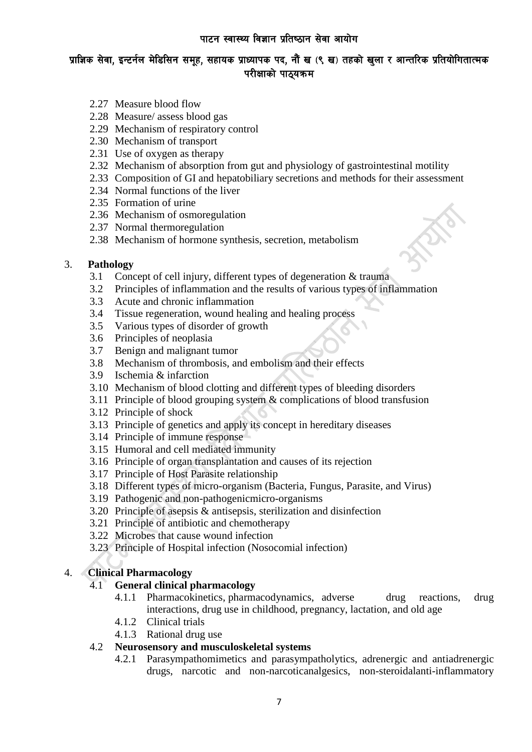2.27 Measure blood flow
2.28 Measure/ assess blood gas
2.29 Mechanism of respiratory control
2.30 Mechanism of transport
2.31 Use of oxygen as therapy
2.32 Mechanism of absorption from gut and physiology of gastrointestinal motility
2.33 Composition of GI and hepatobiliary secretions and methods for their assessment
2.34 Normal functions of the liver
2.35 Formation of urine
2.36 Mechanism of osmoregulation
2.37 Normal thermoregulation
2.38 Mechanism of hormone synthesis, secretion, metabolism

3. **Pathology**

3.1 Concept of cell injury, different types of degeneration & trauma
3.2 Principles of inflammation and the results of various types of inflammation
3.3 Acute and chronic inflammation
3.4 Tissue regeneration, wound healing and healing process
3.5 Various types of disorder of growth
3.6 Principles of neoplasia
3.7 Benign and malignant tumor
3.8 Mechanism of thrombosis, and embolism and their effects
3.9 Ischemia & infarction
3.10 Mechanism of blood clotting and different types of bleeding disorders
3.11 Principle of blood grouping system & complications of blood transfusion
3.12 Principle of shock
3.13 Principle of genetics and apply its concept in hereditary diseases
3.14 Principle of immune response
3.15 Humoral and cell mediated immunity
3.16 Principle of organ transplantation and causes of its rejection
3.17 Principle of Host Parasite relationship
3.18 Different types of micro-organism (Bacteria, Fungus, Parasite, and Virus)
3.19 Pathogenic and non-pathogenicmicro-organisms
3.20 Principle of asepsis & antisepsis, sterilization and disinfection
3.21 Principle of antibiotic and chemotherapy
3.22 Microbes that cause wound infection
3.23 Principle of Hospital infection (Nosocomial infection)

4. **Clinical Pharmacology**

4.1 **General clinical pharmacology**

4.1.1 Pharmacokinetics, pharmacodynamics, adverse drug reactions, drug interactions, drug use in childhood, pregnancy, lactation, and old age
4.1.2 Clinical trials
4.1.3 Rational drug use

4.2 **Neurosensory and musculoskeletal systems**

4.2.1 Parasympathomimetics and parasympatholytics, adrenergic and antiadrenergic drugs, narcotic and non-narcoticanalgesics, non-steroidalanti-inflammatory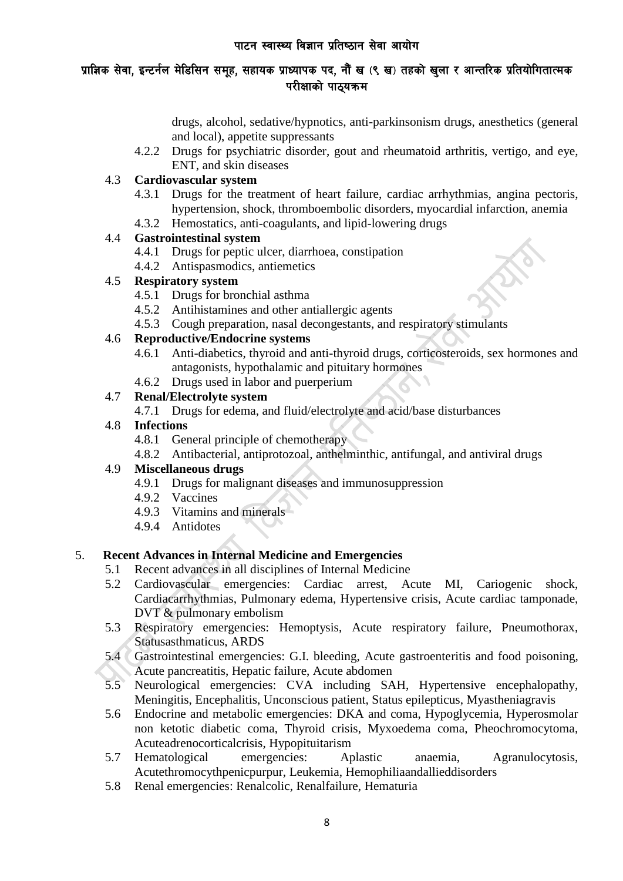drugs, alcohol, sedative/hypnotics, anti-parkinsonism drugs, anesthetics (general and local), appetite suppressants

- 4.2.2 Drugs for psychiatric disorder, gout and rheumatoid arthritis, vertigo, and eye, ENT, and skin diseases

4.3 **Cardiovascular system**
- 4.3.1 Drugs for the treatment of heart failure, cardiac arrhythmias, angina pectoris, hypertension, shock, thromboembolic disorders, myocardial infarction, anemia
- 4.3.2 Hemostatics, anti-coagulants, and lipid-lowering drugs

4.4 **Gastrointestinal system**
- 4.4.1 Drugs for peptic ulcer, diarrhoea, constipation
- 4.4.2 Antispasmodics, antiemetics

4.5 **Respiratory system**
- 4.5.1 Drugs for bronchial asthma
- 4.5.2 Antihistamines and other antiallergic agents
- 4.5.3 Cough preparation, nasal decongestants, and respiratory stimulants

4.6 **Reproductive/Endocrine systems**
- 4.6.1 Anti-diabetics, thyroid and anti-thyroid drugs, corticosteroids, sex hormones and antagonists, hypothalamic and pituitary hormones
- 4.6.2 Drugs used in labor and puerperium

4.7 **Renal/Electrolyte system**
- 4.7.1 Drugs for edema, and fluid/electrolyte and acid/base disturbances

4.8 **Infections**
- 4.8.1 General principle of chemotherapy
- 4.8.2 Antibacterial, antiprotozoal, anthelminthic, antifungal, and antiviral drugs

4.9 **Miscellaneous drugs**
- 4.9.1 Drugs for malignant diseases and immunosuppression
- 4.9.2 Vaccines
- 4.9.3 Vitamins and minerals
- 4.9.4 Antidotes

## 5. Recent Advances in Internal Medicine and Emergencies

- 5.1 Recent advances in all disciplines of Internal Medicine
- 5.2 Cardiovascular emergencies: Cardiac arrest, Acute MI, Cariogenic shock, Cardiacarrhythmias, Pulmonary edema, Hypertensive crisis, Acute cardiac tamponade, DVT & pulmonary embolism
- 5.3 Respiratory emergencies: Hemoptysis, Acute respiratory failure, Pneumothorax, Statusasthmaticus, ARDS
- 5.4 Gastrointestinal emergencies: G.I. bleeding, Acute gastroenteritis and food poisoning, Acute pancreatitis, Hepatic failure, Acute abdomen
- 5.5 Neurological emergencies: CVA including SAH, Hypertensive encephalopathy, Meningitis, Encephalitis, Unconscious patient, Status epilepticus, Myastheniagravis
- 5.6 Endocrine and metabolic emergencies: DKA and coma, Hypoglycemia, Hyperosmolar non ketotic diabetic coma, Thyroid crisis, Myxoedema coma, Pheochromocytoma, Acuteadrenocorticalcrisis, Hypopituitarism
- 5.7 Hematological emergencies: Aplastic anaemia, Agranulocytosis, Acutethromocythpenicpurpur, Leukemia, Hemophiliaandallieddisorders
- 5.8 Renal emergencies: Renalcolic, Renalfailure, Hematuria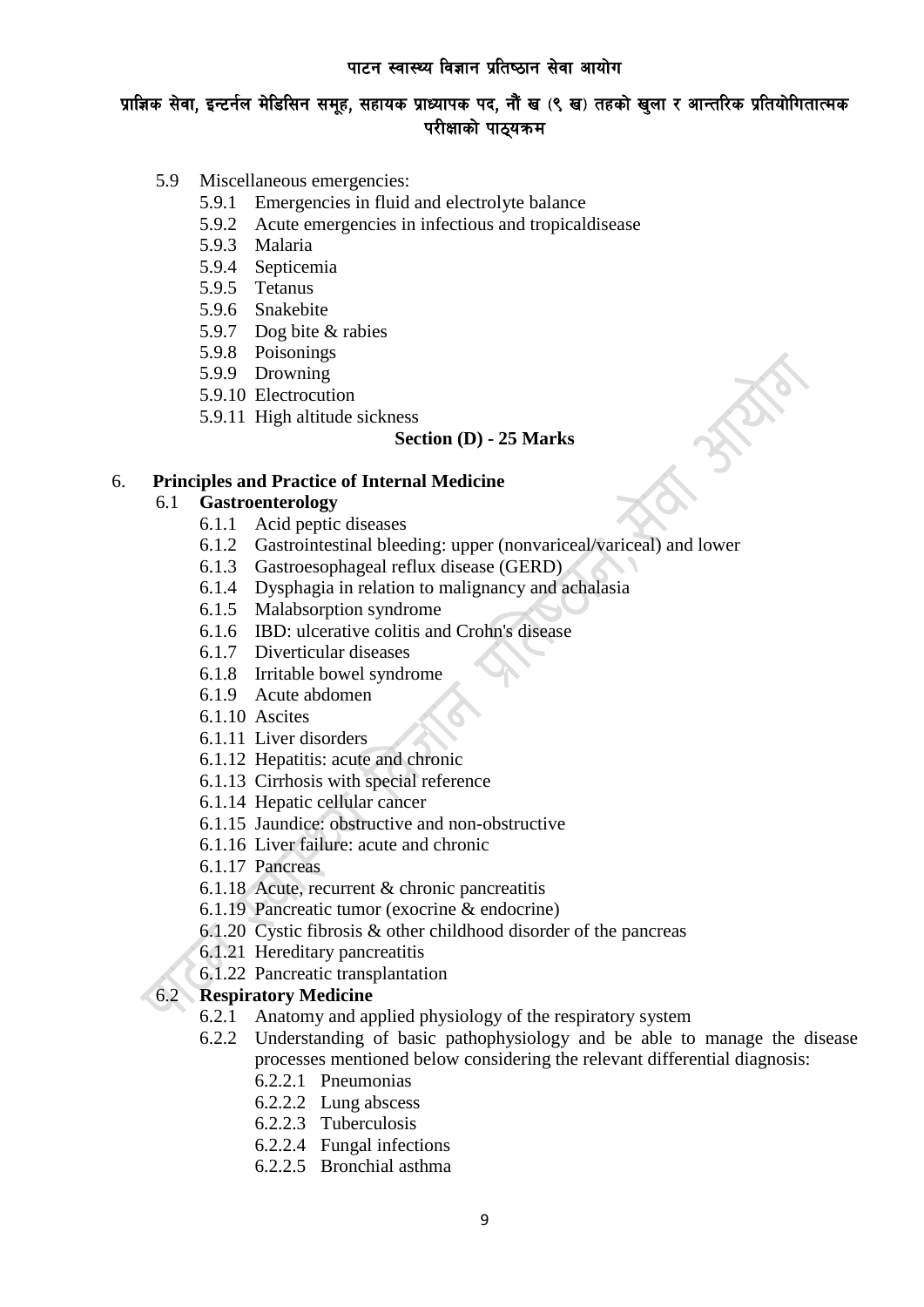- 5.9 Miscellaneous emergencies:
  - 5.9.1 Emergencies in fluid and electrolyte balance
  - 5.9.2 Acute emergencies in infectious and tropicaldisease
  - 5.9.3 Malaria
  - 5.9.4 Septicemia
  - 5.9.5 Tetanus
  - 5.9.6 Snakebite
  - 5.9.7 Dog bite & rabies
  - 5.9.8 Poisonings
  - 5.9.9 Drowning
  - 5.9.10 Electrocution
  - 5.9.11 High altitude sickness

## Section (D) - 25 Marks

6. **Principles and Practice of Internal Medicine**
   - 6.1 **Gastroenterology**
     - 6.1.1 Acid peptic diseases
     - 6.1.2 Gastrointestinal bleeding: upper (nonvariceal/variceal) and lower
     - 6.1.3 Gastroesophageal reflux disease (GERD)
     - 6.1.4 Dysphagia in relation to malignancy and achalasia
     - 6.1.5 Malabsorption syndrome
     - 6.1.6 IBD: ulcerative colitis and Crohn's disease
     - 6.1.7 Diverticular diseases
     - 6.1.8 Irritable bowel syndrome
     - 6.1.9 Acute abdomen
     - 6.1.10 Ascites
     - 6.1.11 Liver disorders
     - 6.1.12 Hepatitis: acute and chronic
     - 6.1.13 Cirrhosis with special reference
     - 6.1.14 Hepatic cellular cancer
     - 6.1.15 Jaundice: obstructive and non-obstructive
     - 6.1.16 Liver failure: acute and chronic
     - 6.1.17 Pancreas
     - 6.1.18 Acute, recurrent & chronic pancreatitis
     - 6.1.19 Pancreatic tumor (exocrine & endocrine)
     - 6.1.20 Cystic fibrosis & other childhood disorder of the pancreas
     - 6.1.21 Hereditary pancreatitis
     - 6.1.22 Pancreatic transplantation
   - 6.2 **Respiratory Medicine**
     - 6.2.1 Anatomy and applied physiology of the respiratory system
     - 6.2.2 Understanding of basic pathophysiology and be able to manage the disease processes mentioned below considering the relevant differential diagnosis:
       - 6.2.2.1 Pneumonias
       - 6.2.2.2 Lung abscess
       - 6.2.2.3 Tuberculosis
       - 6.2.2.4 Fungal infections
       - 6.2.2.5 Bronchial asthma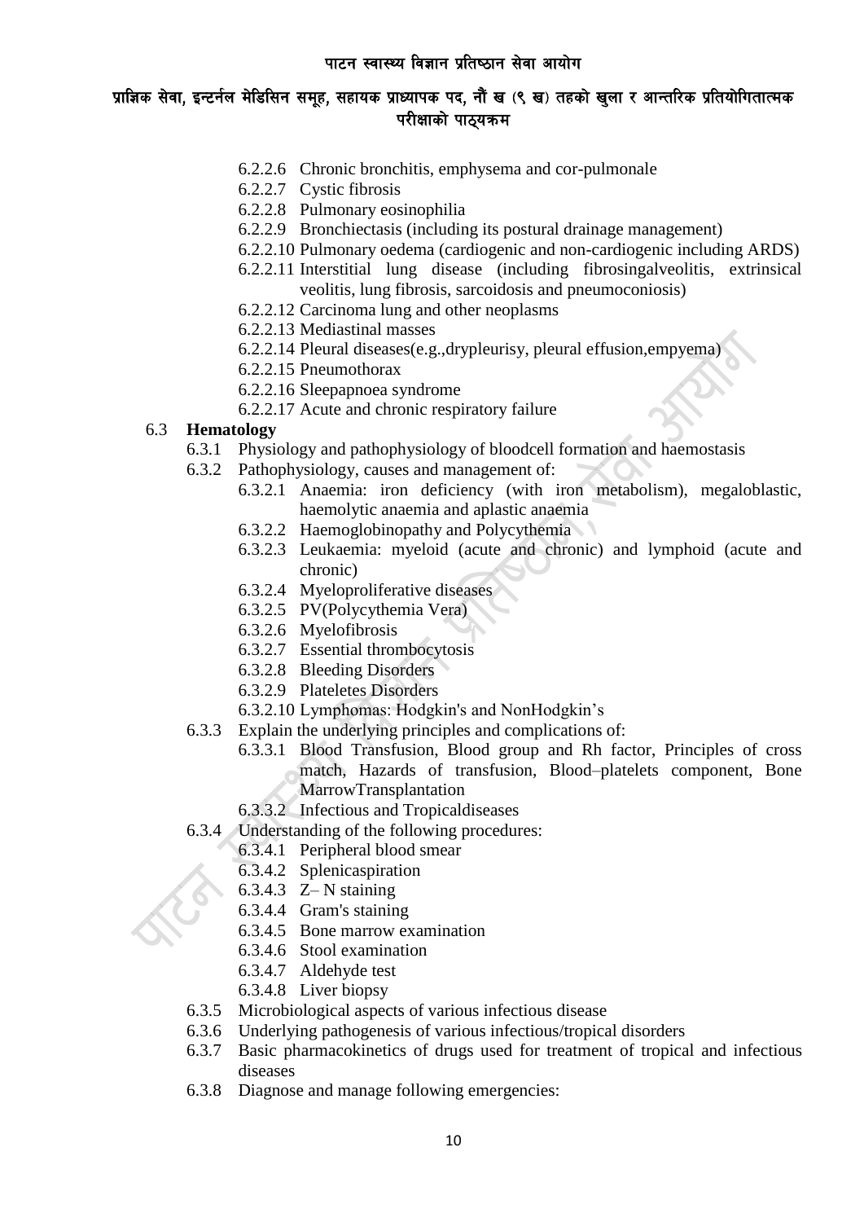- 6.2.2.6 Chronic bronchitis, emphysema and cor-pulmonale
- 6.2.2.7 Cystic fibrosis
- 6.2.2.8 Pulmonary eosinophilia
- 6.2.2.9 Bronchiectasis (including its postural drainage management)
- 6.2.2.10 Pulmonary oedema (cardiogenic and non-cardiogenic including ARDS)
- 6.2.2.11 Interstitial lung disease (including fibrosingalveolitis, extrinsicalveolitis, lung fibrosis, sarcoidosis and pneumoconiosis)
- 6.2.2.12 Carcinoma lung and other neoplasms
- 6.2.2.13 Mediastinal masses
- 6.2.2.14 Pleural diseases(e.g.,drypleurisy, pleural effusion,empyema)
- 6.2.2.15 Pneumothorax
- 6.2.2.16 Sleepapnoea syndrome
- 6.2.2.17 Acute and chronic respiratory failure

6.3 **Hematology**

- 6.3.1 Physiology and pathophysiology of bloodcell formation and haemostasis
- 6.3.2 Pathophysiology, causes and management of:
  - 6.3.2.1 Anaemia: iron deficiency (with iron metabolism), megaloblastic, haemolytic anaemia and aplastic anaemia
  - 6.3.2.2 Haemoglobinopathy and Polycythemia
  - 6.3.2.3 Leukaemia: myeloid (acute and chronic) and lymphoid (acute and chronic)
  - 6.3.2.4 Myeloproliferative diseases
  - 6.3.2.5 PV(Polycythemia Vera)
  - 6.3.2.6 Myelofibrosis
  - 6.3.2.7 Essential thrombocytosis
  - 6.3.2.8 Bleeding Disorders
  - 6.3.2.9 Plateletes Disorders
  - 6.3.2.10 Lymphomas: Hodgkin's and NonHodgkin's
- 6.3.3 Explain the underlying principles and complications of:
  - 6.3.3.1 Blood Transfusion, Blood group and Rh factor, Principles of cross match, Hazards of transfusion, Blood–platelets component, Bone MarrowTransplantation
  - 6.3.3.2 Infectious and Tropicaldiseases
- 6.3.4 Understanding of the following procedures:
  - 6.3.4.1 Peripheral blood smear
  - 6.3.4.2 Splenicaspiration
  - 6.3.4.3 Z– N staining
  - 6.3.4.4 Gram's staining
  - 6.3.4.5 Bone marrow examination
  - 6.3.4.6 Stool examination
  - 6.3.4.7 Aldehyde test
  - 6.3.4.8 Liver biopsy
- 6.3.5 Microbiological aspects of various infectious disease
- 6.3.6 Underlying pathogenesis of various infectious/tropical disorders
- 6.3.7 Basic pharmacokinetics of drugs used for treatment of tropical and infectious diseases
- 6.3.8 Diagnose and manage following emergencies: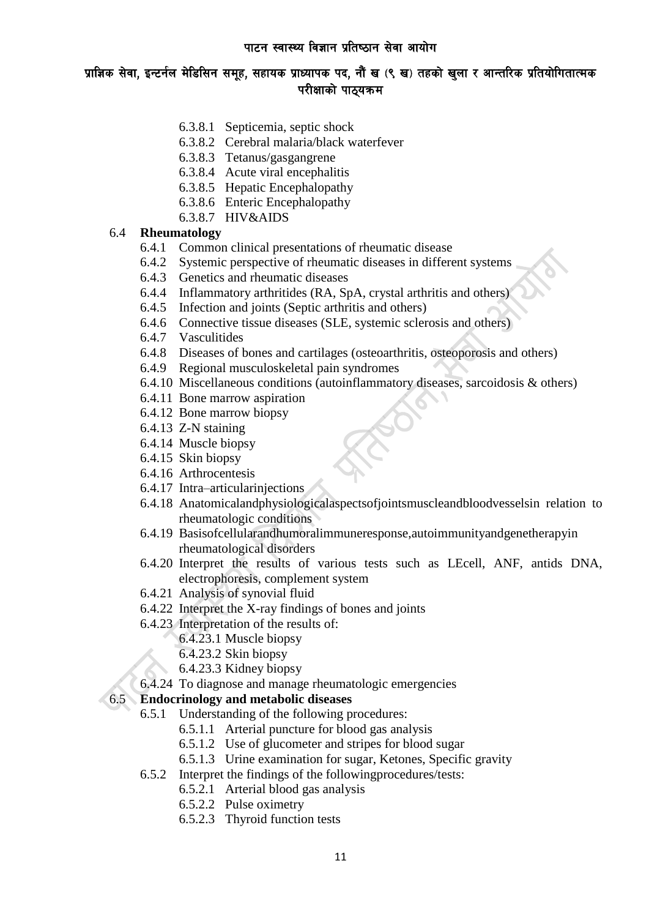- 6.3.8.1 Septicemia, septic shock
- 6.3.8.2 Cerebral malaria/black waterfever
- 6.3.8.3 Tetanus/gasgangrene
- 6.3.8.4 Acute viral encephalitis
- 6.3.8.5 Hepatic Encephalopathy
- 6.3.8.6 Enteric Encephalopathy
- 6.3.8.7 HIV&AIDS

6.4 **Rheumatology**

- 6.4.1 Common clinical presentations of rheumatic disease
- 6.4.2 Systemic perspective of rheumatic diseases in different systems
- 6.4.3 Genetics and rheumatic diseases
- 6.4.4 Inflammatory arthritides (RA, SpA, crystal arthritis and others)
- 6.4.5 Infection and joints (Septic arthritis and others)
- 6.4.6 Connective tissue diseases (SLE, systemic sclerosis and others)
- 6.4.7 Vasculitides
- 6.4.8 Diseases of bones and cartilages (osteoarthritis, osteoporosis and others)
- 6.4.9 Regional musculoskeletal pain syndromes
- 6.4.10 Miscellaneous conditions (autoinflammatory diseases, sarcoidosis & others)
- 6.4.11 Bone marrow aspiration
- 6.4.12 Bone marrow biopsy
- 6.4.13 Z-N staining
- 6.4.14 Muscle biopsy
- 6.4.15 Skin biopsy
- 6.4.16 Arthrocentesis
- 6.4.17 Intra–articularinjections
- 6.4.18 Anatomicalandphysiologicalaspectsofjointsmuscleandbloodvesselsin relation to rheumatologic conditions
- 6.4.19 Basisofcellularandhumoralimmuneresponse,autoimmunityandgenetherapyin rheumatological disorders
- 6.4.20 Interpret the results of various tests such as LEcell, ANF, antids DNA, electrophoresis, complement system
- 6.4.21 Analysis of synovial fluid
- 6.4.22 Interpret the X-ray findings of bones and joints
- 6.4.23 Interpretation of the results of:
  - 6.4.23.1 Muscle biopsy
  - 6.4.23.2 Skin biopsy
  - 6.4.23.3 Kidney biopsy
- 6.4.24 To diagnose and manage rheumatologic emergencies

6.5 **Endocrinology and metabolic diseases**

- 6.5.1 Understanding of the following procedures:
  - 6.5.1.1 Arterial puncture for blood gas analysis
  - 6.5.1.2 Use of glucometer and stripes for blood sugar
  - 6.5.1.3 Urine examination for sugar, Ketones, Specific gravity
- 6.5.2 Interpret the findings of the followingprocedures/tests:
  - 6.5.2.1 Arterial blood gas analysis
  - 6.5.2.2 Pulse oximetry
  - 6.5.2.3 Thyroid function tests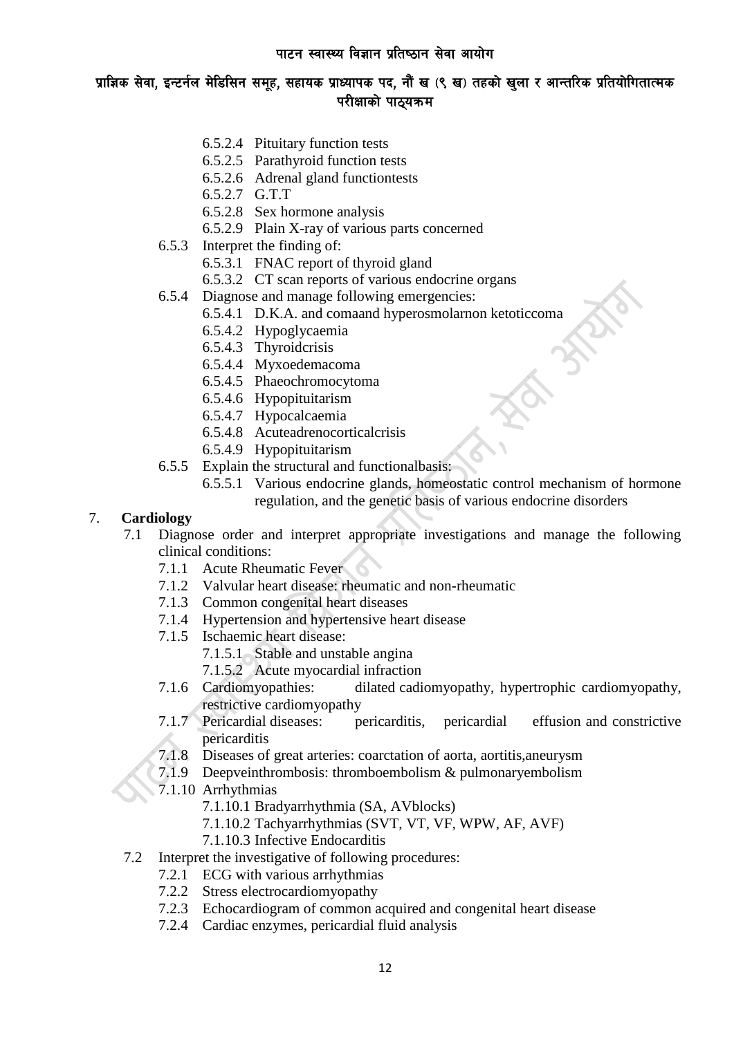- 6.5.2.4 Pituitary function tests
- 6.5.2.5 Parathyroid function tests
- 6.5.2.6 Adrenal gland functiontests
- 6.5.2.7 G.T.T
- 6.5.2.8 Sex hormone analysis
- 6.5.2.9 Plain X-ray of various parts concerned

6.5.3 Interpret the finding of:

- 6.5.3.1 FNAC report of thyroid gland
- 6.5.3.2 CT scan reports of various endocrine organs

6.5.4 Diagnose and manage following emergencies:

- 6.5.4.1 D.K.A. and comaand hyperosmolarnon ketoticcoma
- 6.5.4.2 Hypoglycaemia
- 6.5.4.3 Thyroidcrisis
- 6.5.4.4 Myxoedemacoma
- 6.5.4.5 Phaeochromocytoma
- 6.5.4.6 Hypopituitarism
- 6.5.4.7 Hypocalcaemia
- 6.5.4.8 Acuteadrenocorticalcrisis
- 6.5.4.9 Hypopituitarism

6.5.5 Explain the structural and functionalbasis:

- 6.5.5.1 Various endocrine glands, homeostatic control mechanism of hormone regulation, and the genetic basis of various endocrine disorders

## 7. Cardiology

7.1 Diagnose order and interpret appropriate investigations and manage the following clinical conditions:

- 7.1.1 Acute Rheumatic Fever
- 7.1.2 Valvular heart disease: rheumatic and non-rheumatic
- 7.1.3 Common congenital heart diseases
- 7.1.4 Hypertension and hypertensive heart disease
- 7.1.5 Ischaemic heart disease:
  - 7.1.5.1 Stable and unstable angina
  - 7.1.5.2 Acute myocardial infraction
- 7.1.6 Cardiomyopathies: dilated cadiomyopathy, hypertrophic cardiomyopathy, restrictive cardiomyopathy
- 7.1.7 Pericardial diseases: pericarditis, pericardial effusion and constrictive pericarditis
- 7.1.8 Diseases of great arteries: coarctation of aorta, aortitis,aneurysm
- 7.1.9 Deepveinthrombosis: thromboembolism & pulmonaryembolism
- 7.1.10 Arrhythmias
  - 7.1.10.1 Bradyarrhythmia (SA, AVblocks)
  - 7.1.10.2 Tachyarrhythmias (SVT, VT, VF, WPW, AF, AVF)
  - 7.1.10.3 Infective Endocarditis

7.2 Interpret the investigative of following procedures:

- 7.2.1 ECG with various arrhythmias
- 7.2.2 Stress electrocardiomyopathy
- 7.2.3 Echocardiogram of common acquired and congenital heart disease
- 7.2.4 Cardiac enzymes, pericardial fluid analysis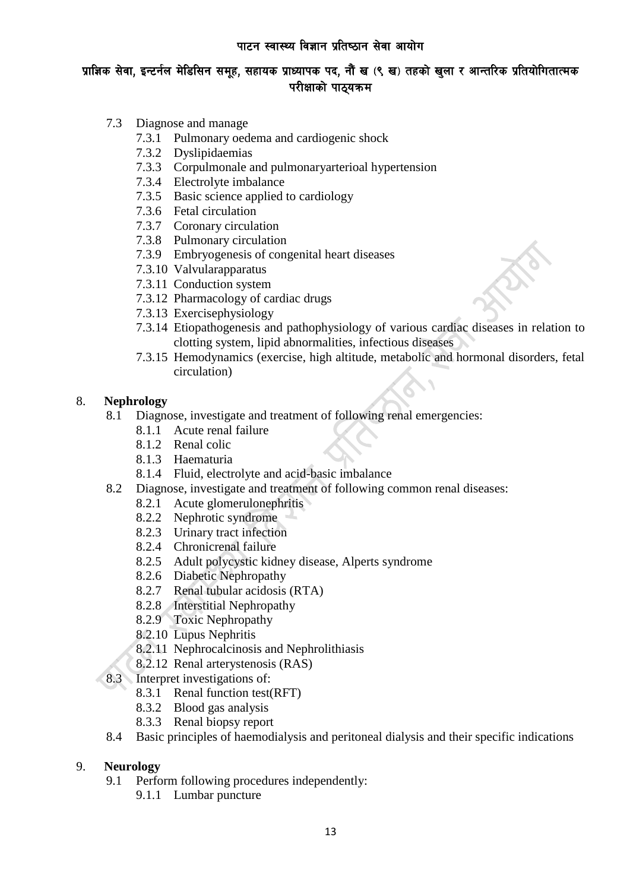- 7.3 Diagnose and manage
  - 7.3.1 Pulmonary oedema and cardiogenic shock
  - 7.3.2 Dyslipidaemias
  - 7.3.3 Corpulmonale and pulmonaryarterioal hypertension
  - 7.3.4 Electrolyte imbalance
  - 7.3.5 Basic science applied to cardiology
  - 7.3.6 Fetal circulation
  - 7.3.7 Coronary circulation
  - 7.3.8 Pulmonary circulation
  - 7.3.9 Embryogenesis of congenital heart diseases
  - 7.3.10 Valvularapparatus
  - 7.3.11 Conduction system
  - 7.3.12 Pharmacology of cardiac drugs
  - 7.3.13 Exercisephysiology
  - 7.3.14 Etiopathogenesis and pathophysiology of various cardiac diseases in relation to clotting system, lipid abnormalities, infectious diseases
  - 7.3.15 Hemodynamics (exercise, high altitude, metabolic and hormonal disorders, fetal circulation)

8. **Nephrology**
   - 8.1 Diagnose, investigate and treatment of following renal emergencies:
     - 8.1.1 Acute renal failure
     - 8.1.2 Renal colic
     - 8.1.3 Haematuria
     - 8.1.4 Fluid, electrolyte and acid-basic imbalance
   - 8.2 Diagnose, investigate and treatment of following common renal diseases:
     - 8.2.1 Acute glomerulonephritis
     - 8.2.2 Nephrotic syndrome
     - 8.2.3 Urinary tract infection
     - 8.2.4 Chronicrenal failure
     - 8.2.5 Adult polycystic kidney disease, Alperts syndrome
     - 8.2.6 Diabetic Nephropathy
     - 8.2.7 Renal tubular acidosis (RTA)
     - 8.2.8 Interstitial Nephropathy
     - 8.2.9 Toxic Nephropathy
     - 8.2.10 Lupus Nephritis
     - 8.2.11 Nephrocalcinosis and Nephrolithiasis
     - 8.2.12 Renal arterystenosis (RAS)
   - 8.3 Interpret investigations of:
     - 8.3.1 Renal function test(RFT)
     - 8.3.2 Blood gas analysis
     - 8.3.3 Renal biopsy report
   - 8.4 Basic principles of haemodialysis and peritoneal dialysis and their specific indications

9. **Neurology**
   - 9.1 Perform following procedures independently:
     - 9.1.1 Lumbar puncture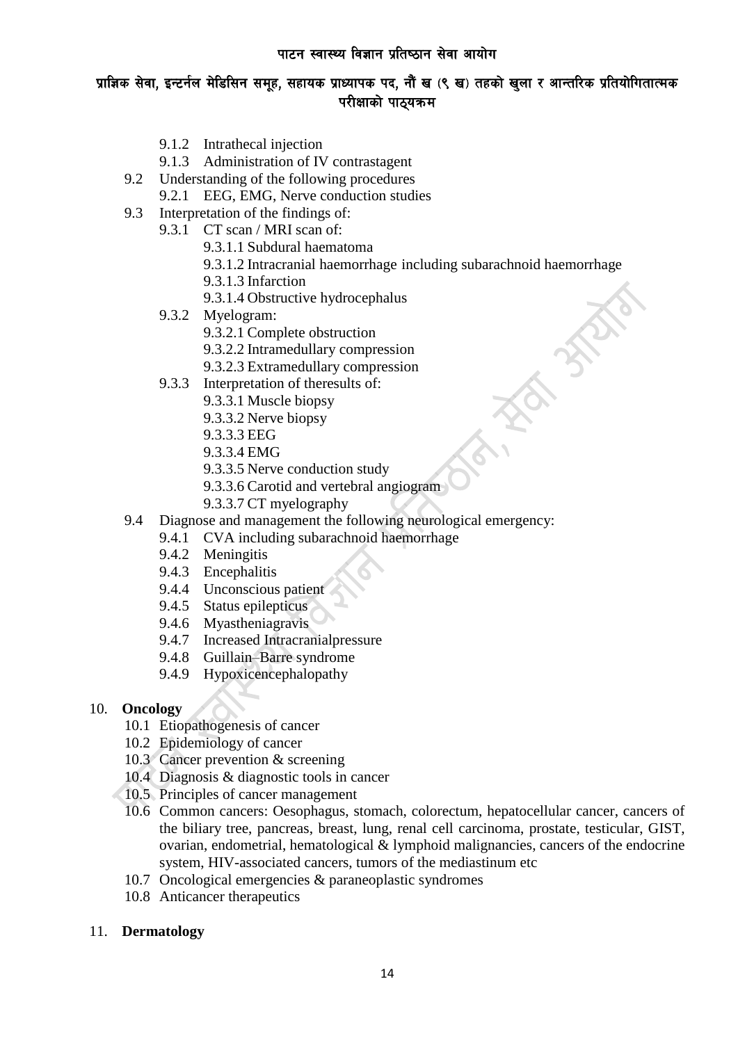- 9.1.2 Intrathecal injection
- 9.1.3 Administration of IV contrastagent

9.2 Understanding of the following procedures
- 9.2.1 EEG, EMG, Nerve conduction studies

9.3 Interpretation of the findings of:
- 9.3.1 CT scan / MRI scan of:
  - 9.3.1.1 Subdural haematoma
  - 9.3.1.2 Intracranial haemorrhage including subarachnoid haemorrhage
  - 9.3.1.3 Infarction
  - 9.3.1.4 Obstructive hydrocephalus
- 9.3.2 Myelogram:
  - 9.3.2.1 Complete obstruction
  - 9.3.2.2 Intramedullary compression
  - 9.3.2.3 Extramedullary compression
- 9.3.3 Interpretation of theresults of:
  - 9.3.3.1 Muscle biopsy
  - 9.3.3.2 Nerve biopsy
  - 9.3.3.3 EEG
  - 9.3.3.4 EMG
  - 9.3.3.5 Nerve conduction study
  - 9.3.3.6 Carotid and vertebral angiogram
  - 9.3.3.7 CT myelography

9.4 Diagnose and management the following neurological emergency:
- 9.4.1 CVA including subarachnoid haemorrhage
- 9.4.2 Meningitis
- 9.4.3 Encephalitis
- 9.4.4 Unconscious patient
- 9.4.5 Status epilepticus
- 9.4.6 Myastheniagravis
- 9.4.7 Increased Intracranialpressure
- 9.4.8 Guillain–Barre syndrome
- 9.4.9 Hypoxicencephalopathy

## 10. Oncology

- 10.1 Etiopathogenesis of cancer
- 10.2 Epidemiology of cancer
- 10.3 Cancer prevention & screening
- 10.4 Diagnosis & diagnostic tools in cancer
- 10.5 Principles of cancer management
- 10.6 Common cancers: Oesophagus, stomach, colorectum, hepatocellular cancer, cancers of the biliary tree, pancreas, breast, lung, renal cell carcinoma, prostate, testicular, GIST, ovarian, endometrial, hematological & lymphoid malignancies, cancers of the endocrine system, HIV-associated cancers, tumors of the mediastinum etc
- 10.7 Oncological emergencies & paraneoplastic syndromes
- 10.8 Anticancer therapeutics

## 11. Dermatology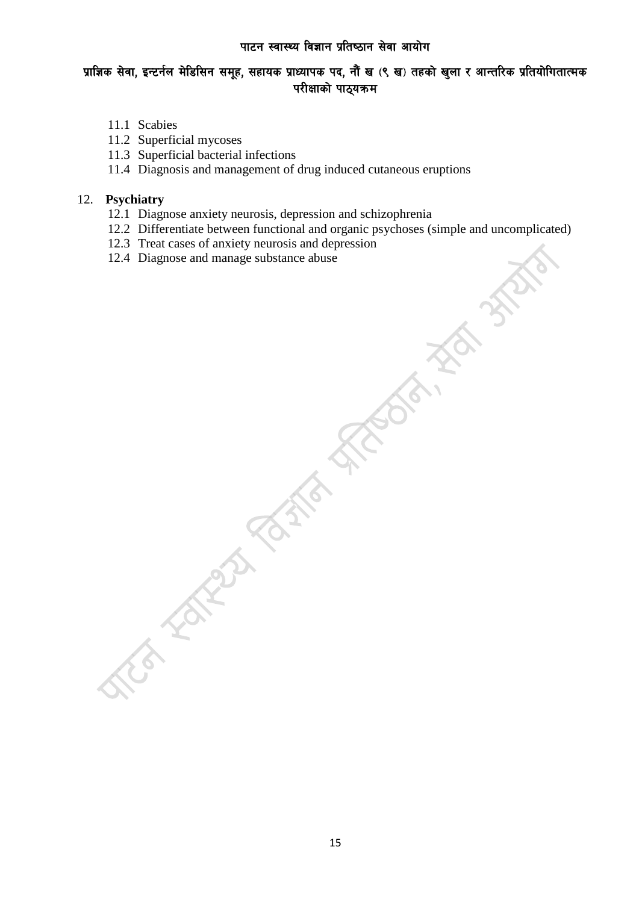11.1 Scabies
11.2 Superficial mycoses
11.3 Superficial bacterial infections
11.4 Diagnosis and management of drug induced cutaneous eruptions

12. **Psychiatry**
    12.1 Diagnose anxiety neurosis, depression and schizophrenia
    12.2 Differentiate between functional and organic psychoses (simple and uncomplicated)
    12.3 Treat cases of anxiety neurosis and depression
    12.4 Diagnose and manage substance abuse